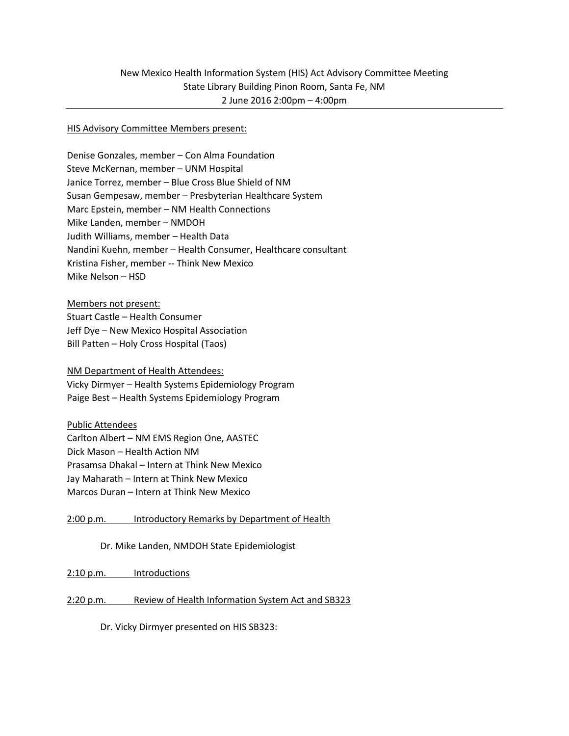# New Mexico Health Information System (HIS) Act Advisory Committee Meeting

State Library Building Pinon Room, Santa Fe, NM

2 June 2016 2:00pm – 4:00pm

---

<u>HIS Advisory Committee Members present:</u>

Denise Gonzales, member – Con Alma Foundation
Steve McKernan, member – UNM Hospital
Janice Torrez, member – Blue Cross Blue Shield of NM
Susan Gempesaw, member – Presbyterian Healthcare System
Marc Epstein, member – NM Health Connections
Mike Landen, member – NMDOH
Judith Williams, member – Health Data
Nandini Kuehn, member – Health Consumer, Healthcare consultant
Kristina Fisher, member -- Think New Mexico
Mike Nelson – HSD

<u>Members not present:</u>
Stuart Castle – Health Consumer
Jeff Dye – New Mexico Hospital Association
Bill Patten – Holy Cross Hospital (Taos)

<u>NM Department of Health Attendees:</u>
Vicky Dirmyer – Health Systems Epidemiology Program
Paige Best – Health Systems Epidemiology Program

<u>Public Attendees</u>
Carlton Albert – NM EMS Region One, AASTEC
Dick Mason – Health Action NM
Prasamsa Dhakal – Intern at Think New Mexico
Jay Maharath – Intern at Think New Mexico
Marcos Duran – Intern at Think New Mexico

<u>2:00 p.m. Introductory Remarks by Department of Health</u>

Dr. Mike Landen, NMDOH State Epidemiologist

<u>2:10 p.m. Introductions</u>

<u>2:20 p.m. Review of Health Information System Act and SB323</u>

Dr. Vicky Dirmyer presented on HIS SB323: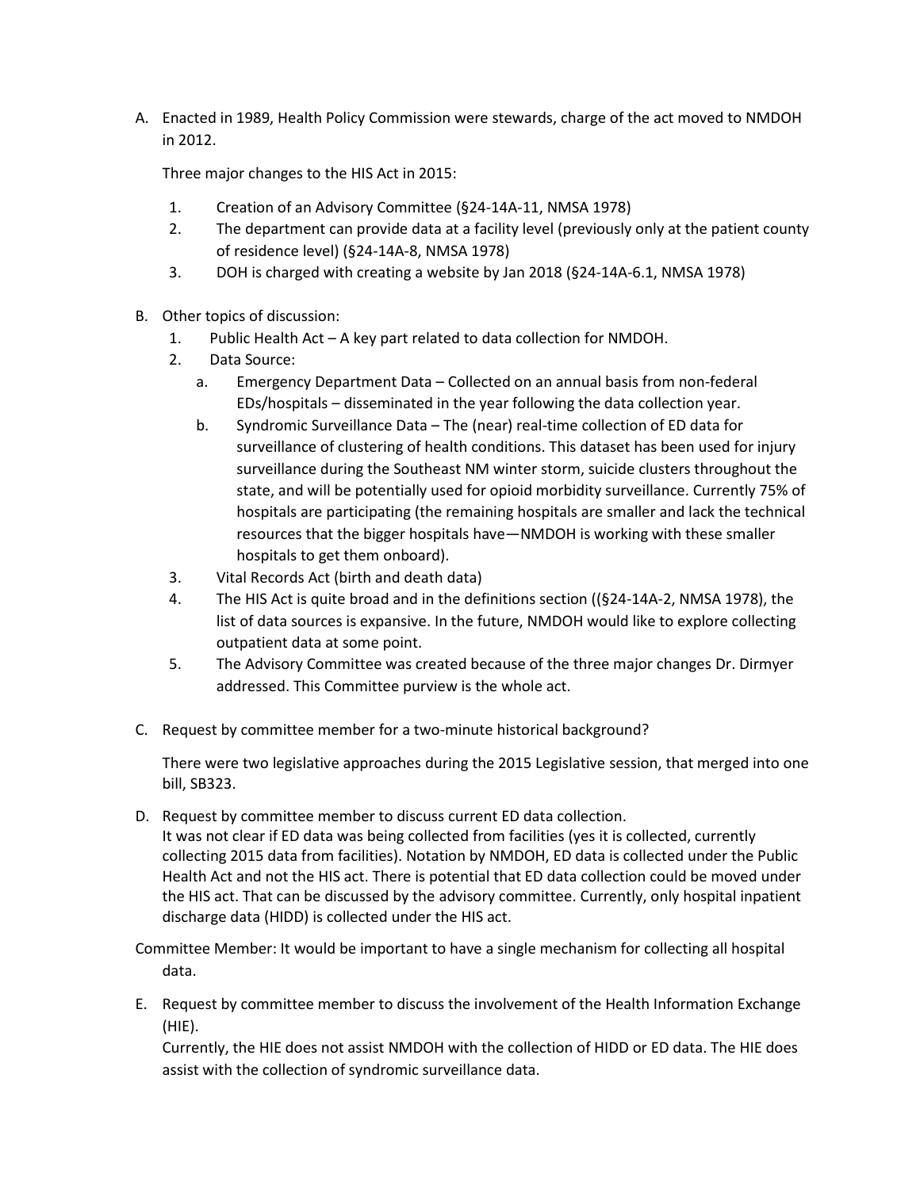A. Enacted in 1989, Health Policy Commission were stewards, charge of the act moved to NMDOH in 2012.

   Three major changes to the HIS Act in 2015:

   1. Creation of an Advisory Committee (§24-14A-11, NMSA 1978)
   2. The department can provide data at a facility level (previously only at the patient county of residence level) (§24-14A-8, NMSA 1978)
   3. DOH is charged with creating a website by Jan 2018 (§24-14A-6.1, NMSA 1978)

B. Other topics of discussion:
   1. Public Health Act – A key part related to data collection for NMDOH.
   2. Data Source:
      a. Emergency Department Data – Collected on an annual basis from non-federal EDs/hospitals – disseminated in the year following the data collection year.
      b. Syndromic Surveillance Data – The (near) real-time collection of ED data for surveillance of clustering of health conditions. This dataset has been used for injury surveillance during the Southeast NM winter storm, suicide clusters throughout the state, and will be potentially used for opioid morbidity surveillance. Currently 75% of hospitals are participating (the remaining hospitals are smaller and lack the technical resources that the bigger hospitals have—NMDOH is working with these smaller hospitals to get them onboard).
   3. Vital Records Act (birth and death data)
   4. The HIS Act is quite broad and in the definitions section ((§24-14A-2, NMSA 1978), the list of data sources is expansive. In the future, NMDOH would like to explore collecting outpatient data at some point.
   5. The Advisory Committee was created because of the three major changes Dr. Dirmyer addressed. This Committee purview is the whole act.

C. Request by committee member for a two-minute historical background?

   There were two legislative approaches during the 2015 Legislative session, that merged into one bill, SB323.

D. Request by committee member to discuss current ED data collection.
   It was not clear if ED data was being collected from facilities (yes it is collected, currently collecting 2015 data from facilities). Notation by NMDOH, ED data is collected under the Public Health Act and not the HIS act. There is potential that ED data collection could be moved under the HIS act. That can be discussed by the advisory committee. Currently, only hospital inpatient discharge data (HIDD) is collected under the HIS act.

Committee Member: It would be important to have a single mechanism for collecting all hospital data.

E. Request by committee member to discuss the involvement of the Health Information Exchange (HIE).
   Currently, the HIE does not assist NMDOH with the collection of HIDD or ED data. The HIE does assist with the collection of syndromic surveillance data.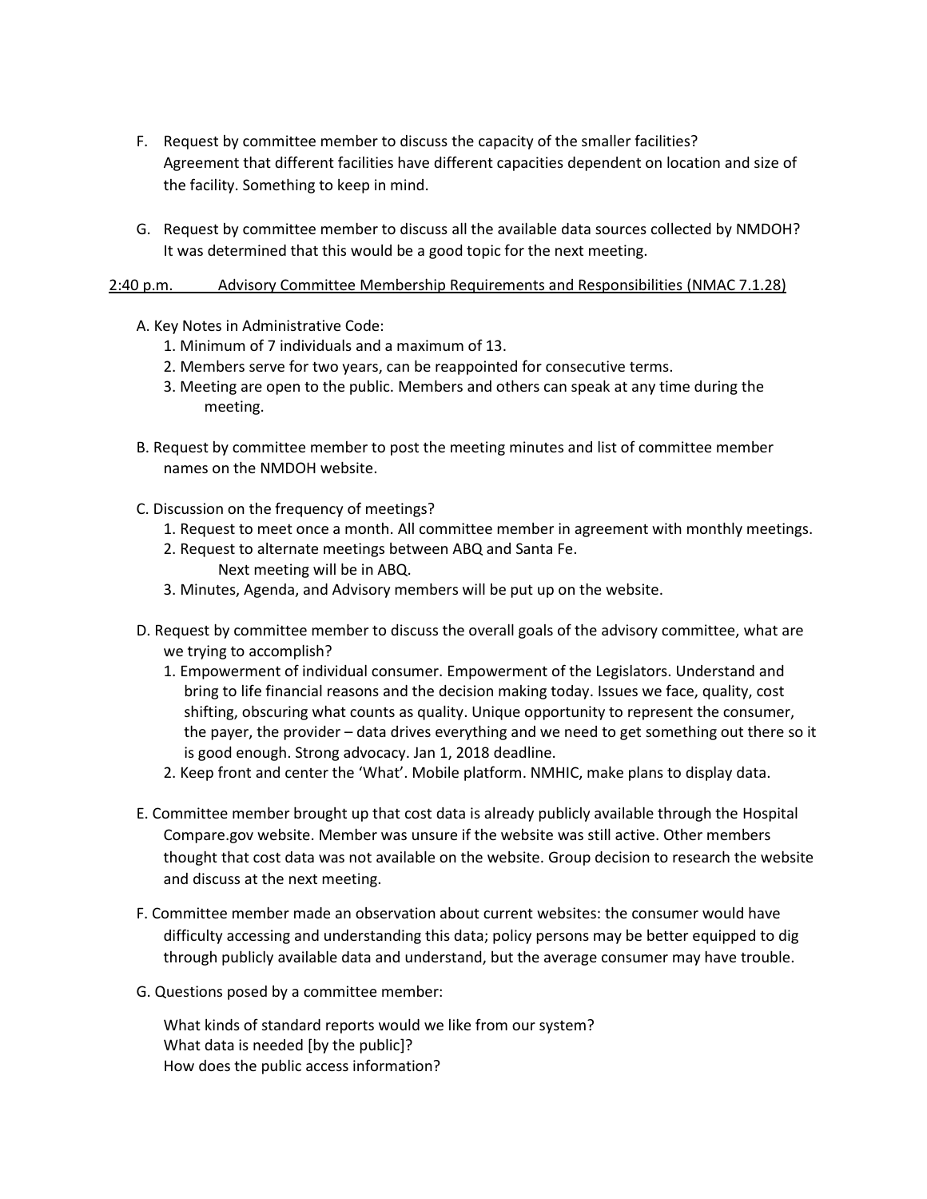F. Request by committee member to discuss the capacity of the smaller facilities?
   Agreement that different facilities have different capacities dependent on location and size of the facility. Something to keep in mind.

G. Request by committee member to discuss all the available data sources collected by NMDOH?
   It was determined that this would be a good topic for the next meeting.

<u>2:40 p.m. Advisory Committee Membership Requirements and Responsibilities (NMAC 7.1.28)</u>

A. Key Notes in Administrative Code:
   1. Minimum of 7 individuals and a maximum of 13.
   2. Members serve for two years, can be reappointed for consecutive terms.
   3. Meeting are open to the public. Members and others can speak at any time during the meeting.

B. Request by committee member to post the meeting minutes and list of committee member names on the NMDOH website.

C. Discussion on the frequency of meetings?
   1. Request to meet once a month. All committee member in agreement with monthly meetings.
   2. Request to alternate meetings between ABQ and Santa Fe.
      Next meeting will be in ABQ.
   3. Minutes, Agenda, and Advisory members will be put up on the website.

D. Request by committee member to discuss the overall goals of the advisory committee, what are we trying to accomplish?
   1. Empowerment of individual consumer. Empowerment of the Legislators. Understand and bring to life financial reasons and the decision making today. Issues we face, quality, cost shifting, obscuring what counts as quality. Unique opportunity to represent the consumer, the payer, the provider – data drives everything and we need to get something out there so it is good enough. Strong advocacy. Jan 1, 2018 deadline.
   2. Keep front and center the 'What'. Mobile platform. NMHIC, make plans to display data.

E. Committee member brought up that cost data is already publicly available through the Hospital Compare.gov website. Member was unsure if the website was still active. Other members thought that cost data was not available on the website. Group decision to research the website and discuss at the next meeting.

F. Committee member made an observation about current websites: the consumer would have difficulty accessing and understanding this data; policy persons may be better equipped to dig through publicly available data and understand, but the average consumer may have trouble.

G. Questions posed by a committee member:

   What kinds of standard reports would we like from our system?
   What data is needed [by the public]?
   How does the public access information?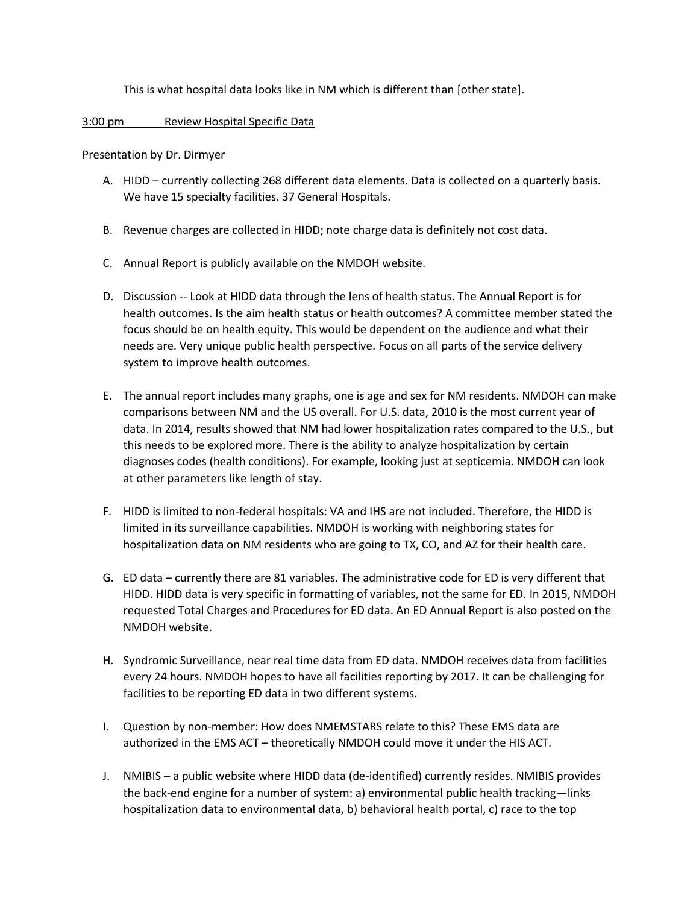This is what hospital data looks like in NM which is different than [other state].

<u>3:00 pm Review Hospital Specific Data</u>

Presentation by Dr. Dirmyer

A. HIDD – currently collecting 268 different data elements. Data is collected on a quarterly basis. We have 15 specialty facilities. 37 General Hospitals.

B. Revenue charges are collected in HIDD; note charge data is definitely not cost data.

C. Annual Report is publicly available on the NMDOH website.

D. Discussion -- Look at HIDD data through the lens of health status. The Annual Report is for health outcomes. Is the aim health status or health outcomes? A committee member stated the focus should be on health equity. This would be dependent on the audience and what their needs are. Very unique public health perspective. Focus on all parts of the service delivery system to improve health outcomes.

E. The annual report includes many graphs, one is age and sex for NM residents. NMDOH can make comparisons between NM and the US overall. For U.S. data, 2010 is the most current year of data. In 2014, results showed that NM had lower hospitalization rates compared to the U.S., but this needs to be explored more. There is the ability to analyze hospitalization by certain diagnoses codes (health conditions). For example, looking just at septicemia. NMDOH can look at other parameters like length of stay.

F. HIDD is limited to non-federal hospitals: VA and IHS are not included. Therefore, the HIDD is limited in its surveillance capabilities. NMDOH is working with neighboring states for hospitalization data on NM residents who are going to TX, CO, and AZ for their health care.

G. ED data – currently there are 81 variables. The administrative code for ED is very different that HIDD. HIDD data is very specific in formatting of variables, not the same for ED. In 2015, NMDOH requested Total Charges and Procedures for ED data. An ED Annual Report is also posted on the NMDOH website.

H. Syndromic Surveillance, near real time data from ED data. NMDOH receives data from facilities every 24 hours. NMDOH hopes to have all facilities reporting by 2017. It can be challenging for facilities to be reporting ED data in two different systems.

I. Question by non-member: How does NMEMSTARS relate to this? These EMS data are authorized in the EMS ACT – theoretically NMDOH could move it under the HIS ACT.

J. NMIBIS – a public website where HIDD data (de-identified) currently resides. NMIBIS provides the back-end engine for a number of system: a) environmental public health tracking—links hospitalization data to environmental data, b) behavioral health portal, c) race to the top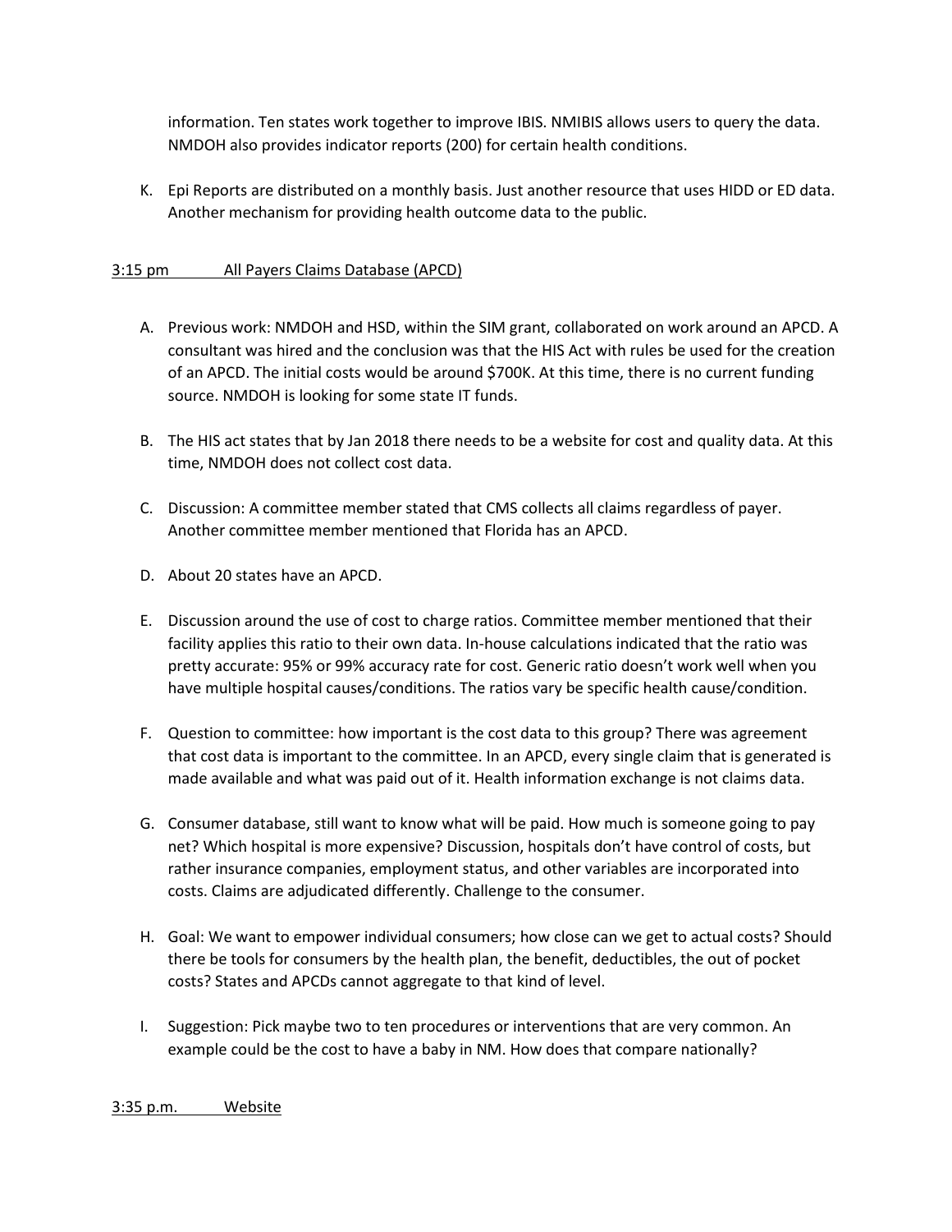information. Ten states work together to improve IBIS. NMIBIS allows users to query the data. NMDOH also provides indicator reports (200) for certain health conditions.

K. Epi Reports are distributed on a monthly basis. Just another resource that uses HIDD or ED data. Another mechanism for providing health outcome data to the public.

3:15 pm All Payers Claims Database (APCD)

A. Previous work: NMDOH and HSD, within the SIM grant, collaborated on work around an APCD. A consultant was hired and the conclusion was that the HIS Act with rules be used for the creation of an APCD. The initial costs would be around $700K. At this time, there is no current funding source. NMDOH is looking for some state IT funds.

B. The HIS act states that by Jan 2018 there needs to be a website for cost and quality data. At this time, NMDOH does not collect cost data.

C. Discussion: A committee member stated that CMS collects all claims regardless of payer. Another committee member mentioned that Florida has an APCD.

D. About 20 states have an APCD.

E. Discussion around the use of cost to charge ratios. Committee member mentioned that their facility applies this ratio to their own data. In-house calculations indicated that the ratio was pretty accurate: 95% or 99% accuracy rate for cost. Generic ratio doesn't work well when you have multiple hospital causes/conditions. The ratios vary be specific health cause/condition.

F. Question to committee: how important is the cost data to this group? There was agreement that cost data is important to the committee. In an APCD, every single claim that is generated is made available and what was paid out of it. Health information exchange is not claims data.

G. Consumer database, still want to know what will be paid. How much is someone going to pay net? Which hospital is more expensive? Discussion, hospitals don't have control of costs, but rather insurance companies, employment status, and other variables are incorporated into costs. Claims are adjudicated differently. Challenge to the consumer.

H. Goal: We want to empower individual consumers; how close can we get to actual costs? Should there be tools for consumers by the health plan, the benefit, deductibles, the out of pocket costs? States and APCDs cannot aggregate to that kind of level.

I. Suggestion: Pick maybe two to ten procedures or interventions that are very common. An example could be the cost to have a baby in NM. How does that compare nationally?

3:35 p.m. Website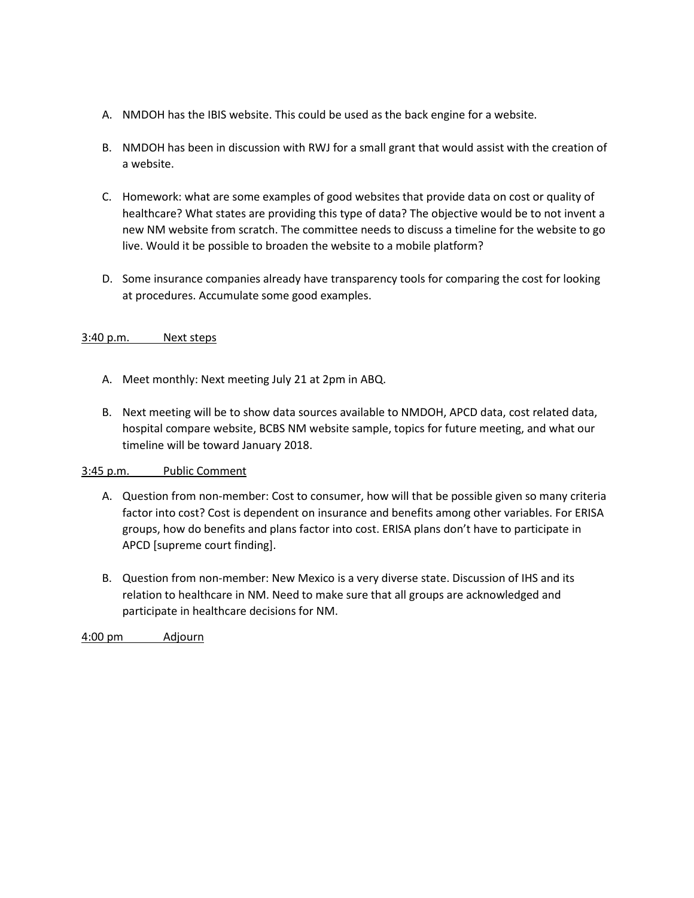A. NMDOH has the IBIS website. This could be used as the back engine for a website.

B. NMDOH has been in discussion with RWJ for a small grant that would assist with the creation of a website.

C. Homework: what are some examples of good websites that provide data on cost or quality of healthcare? What states are providing this type of data? The objective would be to not invent a new NM website from scratch. The committee needs to discuss a timeline for the website to go live. Would it be possible to broaden the website to a mobile platform?

D. Some insurance companies already have transparency tools for comparing the cost for looking at procedures. Accumulate some good examples.

<u>3:40 p.m. Next steps</u>

A. Meet monthly: Next meeting July 21 at 2pm in ABQ.

B. Next meeting will be to show data sources available to NMDOH, APCD data, cost related data, hospital compare website, BCBS NM website sample, topics for future meeting, and what our timeline will be toward January 2018.

<u>3:45 p.m. Public Comment</u>

A. Question from non-member: Cost to consumer, how will that be possible given so many criteria factor into cost? Cost is dependent on insurance and benefits among other variables. For ERISA groups, how do benefits and plans factor into cost. ERISA plans don't have to participate in APCD [supreme court finding].

B. Question from non-member: New Mexico is a very diverse state. Discussion of IHS and its relation to healthcare in NM. Need to make sure that all groups are acknowledged and participate in healthcare decisions for NM.

<u>4:00 pm Adjourn</u>